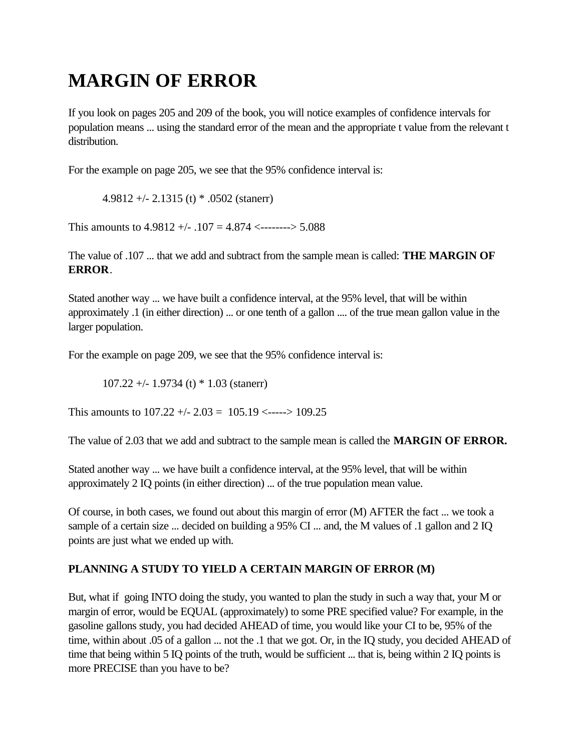# MARGIN OF ERROR

If you look on pages 205 and 209 of the book, you will notice examples of confidence intervals for population means ... using the standard error of the mean and the appropriate t value from the relevant t distribution.

For the example on page 205, we see that the 95% confidence interval is:

> 4.9812 +/- 2.1315 (t) * .0502 (stanerr)

This amounts to 4.9812 +/- .107 = 4.874 <--------> 5.088

The value of .107 ... that we add and subtract from the sample mean is called: **THE MARGIN OF ERROR**.

Stated another way ... we have built a confidence interval, at the 95% level, that will be within approximately .1 (in either direction) ... or one tenth of a gallon .... of the true mean gallon value in the larger population.

For the example on page 209, we see that the 95% confidence interval is:

> 107.22 +/- 1.9734 (t) * 1.03 (stanerr)

This amounts to 107.22 +/- 2.03 = 105.19 <-----> 109.25

The value of 2.03 that we add and subtract to the sample mean is called the **MARGIN OF ERROR.**

Stated another way ... we have built a confidence interval, at the 95% level, that will be within approximately 2 IQ points (in either direction) ... of the true population mean value.

Of course, in both cases, we found out about this margin of error (M) AFTER the fact ... we took a sample of a certain size ... decided on building a 95% CI ... and, the M values of .1 gallon and 2 IQ points are just what we ended up with.

**PLANNING A STUDY TO YIELD A CERTAIN MARGIN OF ERROR (M)**

But, what if going INTO doing the study, you wanted to plan the study in such a way that, your M or margin of error, would be EQUAL (approximately) to some PRE specified value? For example, in the gasoline gallons study, you had decided AHEAD of time, you would like your CI to be, 95% of the time, within about .05 of a gallon ... not the .1 that we got. Or, in the IQ study, you decided AHEAD of time that being within 5 IQ points of the truth, would be sufficient ... that is, being within 2 IQ points is more PRECISE than you have to be?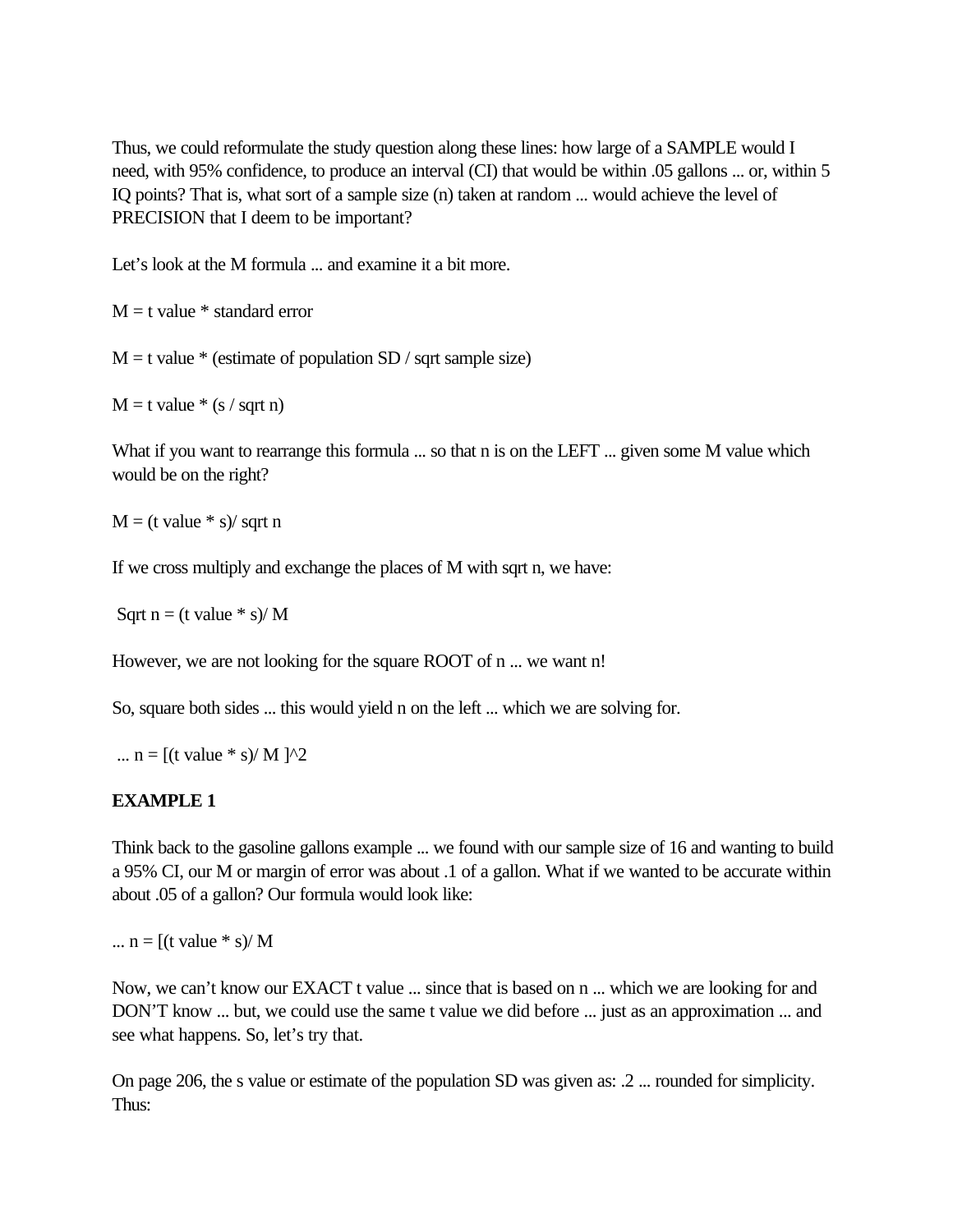Thus, we could reformulate the study question along these lines: how large of a SAMPLE would I need, with 95% confidence, to produce an interval (CI) that would be within .05 gallons ... or, within 5 IQ points? That is, what sort of a sample size (n) taken at random ... would achieve the level of PRECISION that I deem to be important?

Let's look at the M formula ... and examine it a bit more.

M = t value * standard error

M = t value * (estimate of population SD / sqrt sample size)

M = t value * (s / sqrt n)

What if you want to rearrange this formula ... so that n is on the LEFT ... given some M value which would be on the right?

M = (t value * s)/ sqrt n

If we cross multiply and exchange the places of M with sqrt n, we have:

Sqrt n = (t value * s)/ M

However, we are not looking for the square ROOT of n ... we want n!

So, square both sides ... this would yield n on the left ... which we are solving for.

... n = [(t value * s)/ M ]^2

**EXAMPLE 1**

Think back to the gasoline gallons example ... we found with our sample size of 16 and wanting to build a 95% CI, our M or margin of error was about .1 of a gallon. What if we wanted to be accurate within about .05 of a gallon? Our formula would look like:

... n = [(t value * s)/ M

Now, we can't know our EXACT t value ... since that is based on n ... which we are looking for and DON'T know ... but, we could use the same t value we did before ... just as an approximation ... and see what happens. So, let's try that.

On page 206, the s value or estimate of the population SD was given as: .2 ... rounded for simplicity. Thus: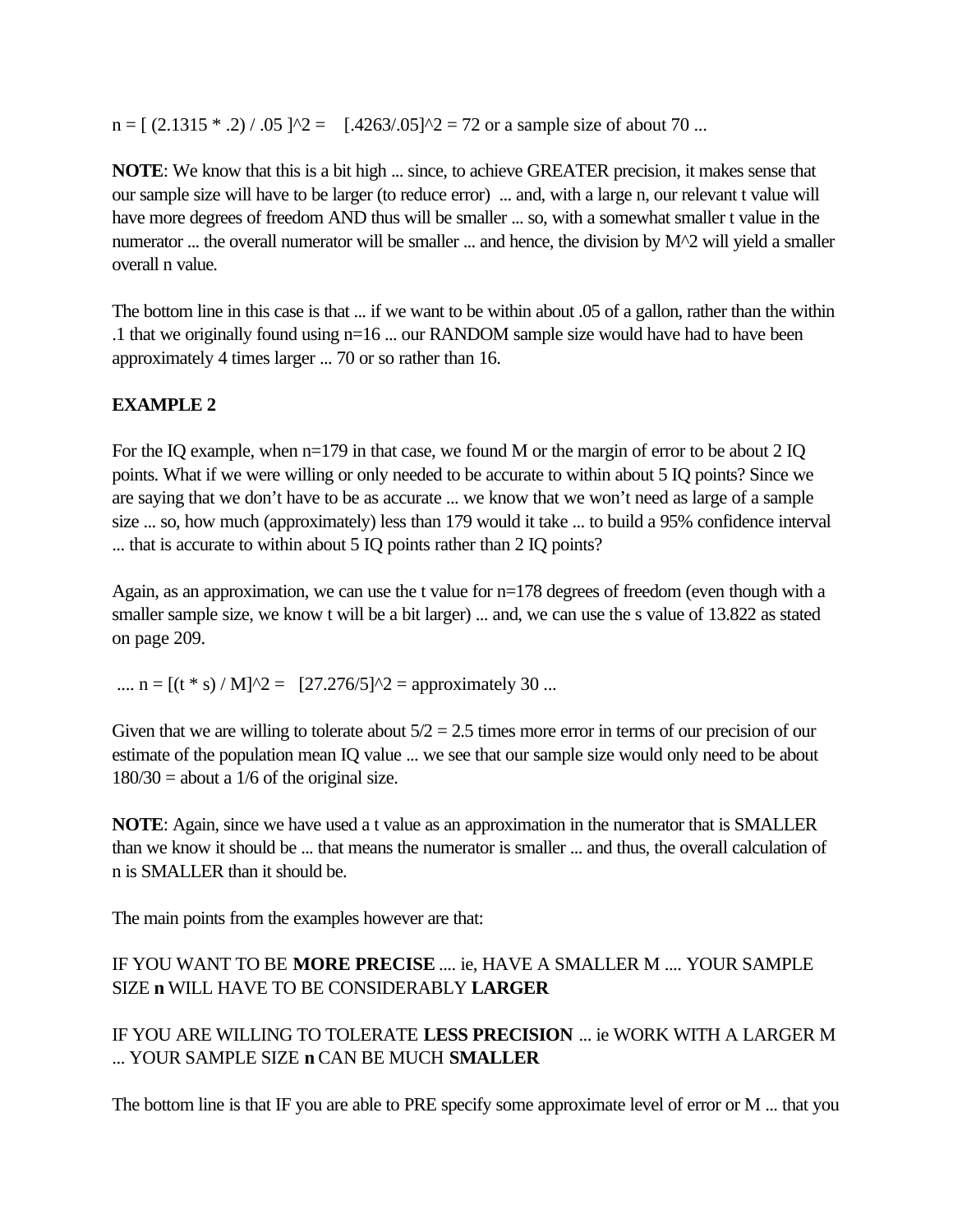$n = [ (2.1315 * .2) / .05 ]^2 = [.4263/.05]^2 = 72$ or a sample size of about 70 ...

**NOTE**: We know that this is a bit high ... since, to achieve GREATER precision, it makes sense that our sample size will have to be larger (to reduce error) ... and, with a large n, our relevant t value will have more degrees of freedom AND thus will be smaller ... so, with a somewhat smaller t value in the numerator ... the overall numerator will be smaller ... and hence, the division by M^2 will yield a smaller overall n value.

The bottom line in this case is that ... if we want to be within about .05 of a gallon, rather than the within .1 that we originally found using n=16 ... our RANDOM sample size would have had to have been approximately 4 times larger ... 70 or so rather than 16.

**EXAMPLE 2**

For the IQ example, when n=179 in that case, we found M or the margin of error to be about 2 IQ points. What if we were willing or only needed to be accurate to within about 5 IQ points? Since we are saying that we don't have to be as accurate ... we know that we won't need as large of a sample size ... so, how much (approximately) less than 179 would it take ... to build a 95% confidence interval ... that is accurate to within about 5 IQ points rather than 2 IQ points?

Again, as an approximation, we can use the t value for n=178 degrees of freedom (even though with a smaller sample size, we know t will be a bit larger) ... and, we can use the s value of 13.822 as stated on page 209.

.... $n = [(t * s) / M]^2 = [27.276/5]^2 =$ approximately 30 ...

Given that we are willing to tolerate about 5/2 = 2.5 times more error in terms of our precision of our estimate of the population mean IQ value ... we see that our sample size would only need to be about 180/30 = about a 1/6 of the original size.

**NOTE**: Again, since we have used a t value as an approximation in the numerator that is SMALLER than we know it should be ... that means the numerator is smaller ... and thus, the overall calculation of n is SMALLER than it should be.

The main points from the examples however are that:

IF YOU WANT TO BE **MORE PRECISE** .... ie, HAVE A SMALLER M .... YOUR SAMPLE SIZE **n** WILL HAVE TO BE CONSIDERABLY **LARGER**

IF YOU ARE WILLING TO TOLERATE **LESS PRECISION** ... ie WORK WITH A LARGER M ... YOUR SAMPLE SIZE **n** CAN BE MUCH **SMALLER**

The bottom line is that IF you are able to PRE specify some approximate level of error or M ... that you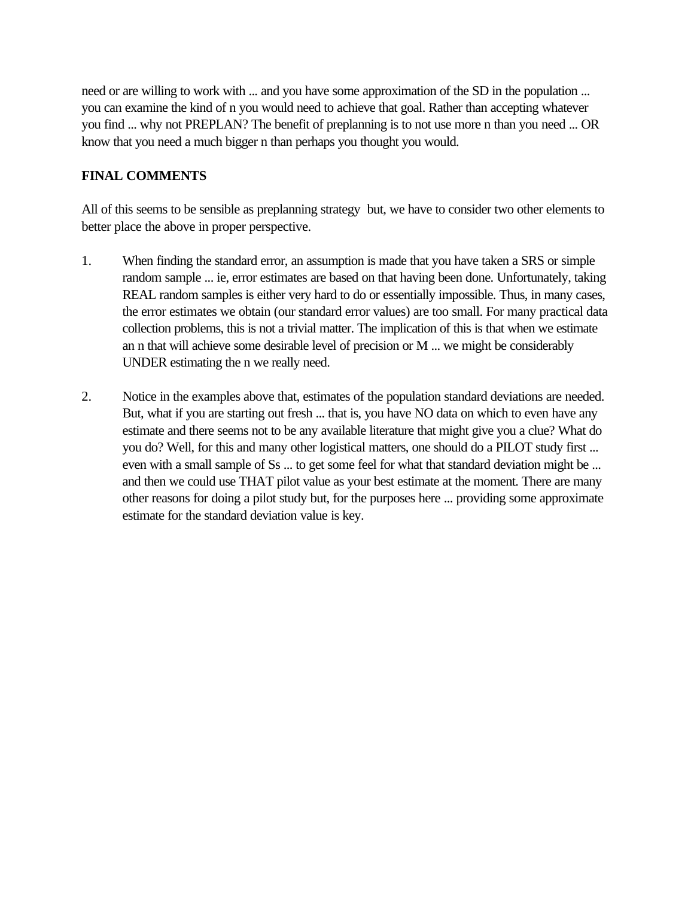need or are willing to work with ... and you have some approximation of the SD in the population ... you can examine the kind of n you would need to achieve that goal. Rather than accepting whatever you find ... why not PREPLAN? The benefit of preplanning is to not use more n than you need ... OR know that you need a much bigger n than perhaps you thought you would.

**FINAL COMMENTS**

All of this seems to be sensible as preplanning strategy but, we have to consider two other elements to better place the above in proper perspective.

1. When finding the standard error, an assumption is made that you have taken a SRS or simple random sample ... ie, error estimates are based on that having been done. Unfortunately, taking REAL random samples is either very hard to do or essentially impossible. Thus, in many cases, the error estimates we obtain (our standard error values) are too small. For many practical data collection problems, this is not a trivial matter. The implication of this is that when we estimate an n that will achieve some desirable level of precision or M ... we might be considerably UNDER estimating the n we really need.

2. Notice in the examples above that, estimates of the population standard deviations are needed. But, what if you are starting out fresh ... that is, you have NO data on which to even have any estimate and there seems not to be any available literature that might give you a clue? What do you do? Well, for this and many other logistical matters, one should do a PILOT study first ... even with a small sample of Ss ... to get some feel for what that standard deviation might be ... and then we could use THAT pilot value as your best estimate at the moment. There are many other reasons for doing a pilot study but, for the purposes here ... providing some approximate estimate for the standard deviation value is key.